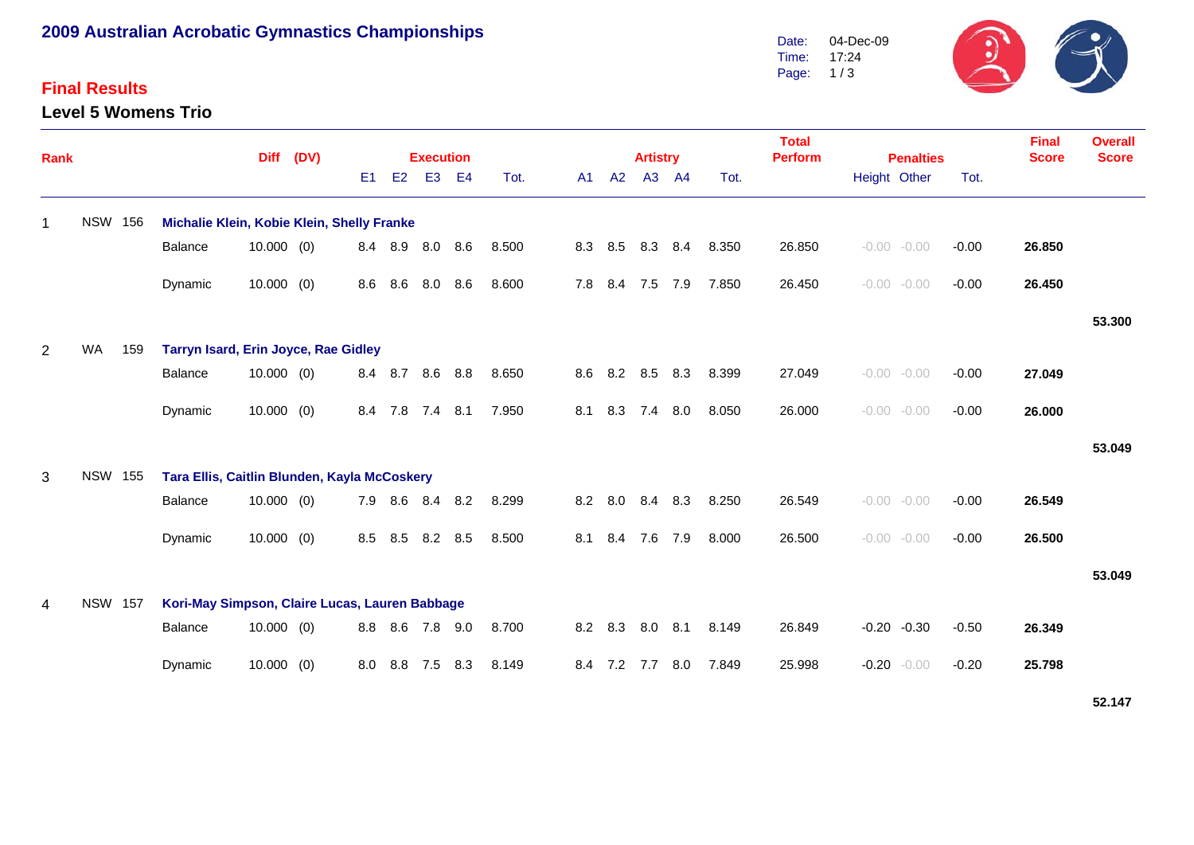# 2009 Australian Acrobatic Gymnastics Championships

Date: 04-Dec-09
Time: 17:24

## Final Results

### Level 5 Womens Trio

| Rank | | | | Diff | (DV) | Execution E1 | E2 | E3 | E4 | Tot. | Artistry A1 | A2 | A3 | A4 | Tot. | Total Perform | Penalties Height | Other | Tot. | Final Score | Overall Score |
|---|---|---|---|---|---|---|---|---|---|---|---|---|---|---|---|---|---|---|---|---|---|
| 1 | NSW | 156 | **Michalie Klein, Kobie Klein, Shelly Franke** | | | | | | | | | | | | | | | | | | |
| | | | Balance | 10.000 | (0) | 8.4 | 8.9 | 8.0 | 8.6 | 8.500 | 8.3 | 8.5 | 8.3 | 8.4 | 8.350 | 26.850 | -0.00 | -0.00 | -0.00 | **26.850** | |
| | | | Dynamic | 10.000 | (0) | 8.6 | 8.6 | 8.0 | 8.6 | 8.600 | 7.8 | 8.4 | 7.5 | 7.9 | 7.850 | 26.450 | -0.00 | -0.00 | -0.00 | **26.450** | |
| | | | | | | | | | | | | | | | | | | | | | **53.300** |
| 2 | WA | 159 | **Tarryn Isard, Erin Joyce, Rae Gidley** | | | | | | | | | | | | | | | | | | |
| | | | Balance | 10.000 | (0) | 8.4 | 8.7 | 8.6 | 8.8 | 8.650 | 8.6 | 8.2 | 8.5 | 8.3 | 8.399 | 27.049 | -0.00 | -0.00 | -0.00 | **27.049** | |
| | | | Dynamic | 10.000 | (0) | 8.4 | 7.8 | 7.4 | 8.1 | 7.950 | 8.1 | 8.3 | 7.4 | 8.0 | 8.050 | 26.000 | -0.00 | -0.00 | -0.00 | **26.000** | |
| | | | | | | | | | | | | | | | | | | | | | **53.049** |
| 3 | NSW | 155 | **Tara Ellis, Caitlin Blunden, Kayla McCoskery** | | | | | | | | | | | | | | | | | | |
| | | | Balance | 10.000 | (0) | 7.9 | 8.6 | 8.4 | 8.2 | 8.299 | 8.2 | 8.0 | 8.4 | 8.3 | 8.250 | 26.549 | -0.00 | -0.00 | -0.00 | **26.549** | |
| | | | Dynamic | 10.000 | (0) | 8.5 | 8.5 | 8.2 | 8.5 | 8.500 | 8.1 | 8.4 | 7.6 | 7.9 | 8.000 | 26.500 | -0.00 | -0.00 | -0.00 | **26.500** | |
| | | | | | | | | | | | | | | | | | | | | | **53.049** |
| 4 | NSW | 157 | **Kori-May Simpson, Claire Lucas, Lauren Babbage** | | | | | | | | | | | | | | | | | | |
| | | | Balance | 10.000 | (0) | 8.8 | 8.6 | 7.8 | 9.0 | 8.700 | 8.2 | 8.3 | 8.0 | 8.1 | 8.149 | 26.849 | -0.20 | -0.30 | -0.50 | **26.349** | |
| | | | Dynamic | 10.000 | (0) | 8.0 | 8.8 | 7.5 | 8.3 | 8.149 | 8.4 | 7.2 | 7.7 | 8.0 | 7.849 | 25.998 | -0.20 | -0.00 | -0.20 | **25.798** | |
| | | | | | | | | | | | | | | | | | | | | | **52.147** |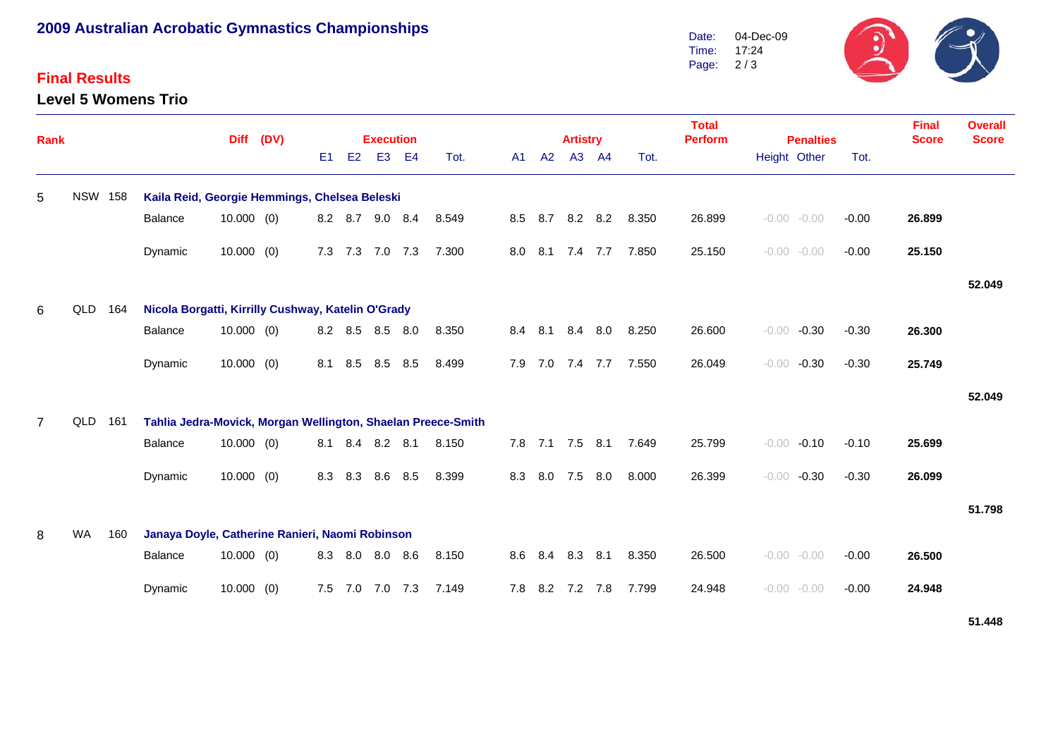## 2009 Australian Acrobatic Gymnastics Championships

Date: 04-Dec-09
Time: 17:24

### Final Results

### Level 5 Womens Trio

| Rank | | | | Diff | (DV) | Execution E1 | E2 | E3 | E4 | Tot. | Artistry A1 | A2 | A3 | A4 | Tot. | Total Perform | Penalties Height | Other | Tot. | Final Score | Overall Score |
|---|---|---|---|---|---|---|---|---|---|---|---|---|---|---|---|---|---|---|---|---|---|
| 5 | NSW | 158 | Kaila Reid, Georgie Hemmings, Chelsea Beleski | | | | | | | | | | | | | | | | | | |
| | | | Balance | 10.000 | (0) | 8.2 | 8.7 | 9.0 | 8.4 | 8.549 | 8.5 | 8.7 | 8.2 | 8.2 | 8.350 | 26.899 | -0.00 | -0.00 | -0.00 | 26.899 | |
| | | | Dynamic | 10.000 | (0) | 7.3 | 7.3 | 7.0 | 7.3 | 7.300 | 8.0 | 8.1 | 7.4 | 7.7 | 7.850 | 25.150 | -0.00 | -0.00 | -0.00 | 25.150 | |
| | | | | | | | | | | | | | | | | | | | | | 52.049 |
| 6 | QLD | 164 | Nicola Borgatti, Kirrilly Cushway, Katelin O'Grady | | | | | | | | | | | | | | | | | | |
| | | | Balance | 10.000 | (0) | 8.2 | 8.5 | 8.5 | 8.0 | 8.350 | 8.4 | 8.1 | 8.4 | 8.0 | 8.250 | 26.600 | -0.00 | -0.30 | -0.30 | 26.300 | |
| | | | Dynamic | 10.000 | (0) | 8.1 | 8.5 | 8.5 | 8.5 | 8.499 | 7.9 | 7.0 | 7.4 | 7.7 | 7.550 | 26.049 | -0.00 | -0.30 | -0.30 | 25.749 | |
| | | | | | | | | | | | | | | | | | | | | | 52.049 |
| 7 | QLD | 161 | Tahlia Jedra-Movick, Morgan Wellington, Shaelan Preece-Smith | | | | | | | | | | | | | | | | | | |
| | | | Balance | 10.000 | (0) | 8.1 | 8.4 | 8.2 | 8.1 | 8.150 | 7.8 | 7.1 | 7.5 | 8.1 | 7.649 | 25.799 | -0.00 | -0.10 | -0.10 | 25.699 | |
| | | | Dynamic | 10.000 | (0) | 8.3 | 8.3 | 8.6 | 8.5 | 8.399 | 8.3 | 8.0 | 7.5 | 8.0 | 8.000 | 26.399 | -0.00 | -0.30 | -0.30 | 26.099 | |
| | | | | | | | | | | | | | | | | | | | | | 51.798 |
| 8 | WA | 160 | Janaya Doyle, Catherine Ranieri, Naomi Robinson | | | | | | | | | | | | | | | | | | |
| | | | Balance | 10.000 | (0) | 8.3 | 8.0 | 8.0 | 8.6 | 8.150 | 8.6 | 8.4 | 8.3 | 8.1 | 8.350 | 26.500 | -0.00 | -0.00 | -0.00 | 26.500 | |
| | | | Dynamic | 10.000 | (0) | 7.5 | 7.0 | 7.0 | 7.3 | 7.149 | 7.8 | 8.2 | 7.2 | 7.8 | 7.799 | 24.948 | -0.00 | -0.00 | -0.00 | 24.948 | |
| | | | | | | | | | | | | | | | | | | | | | 51.448 |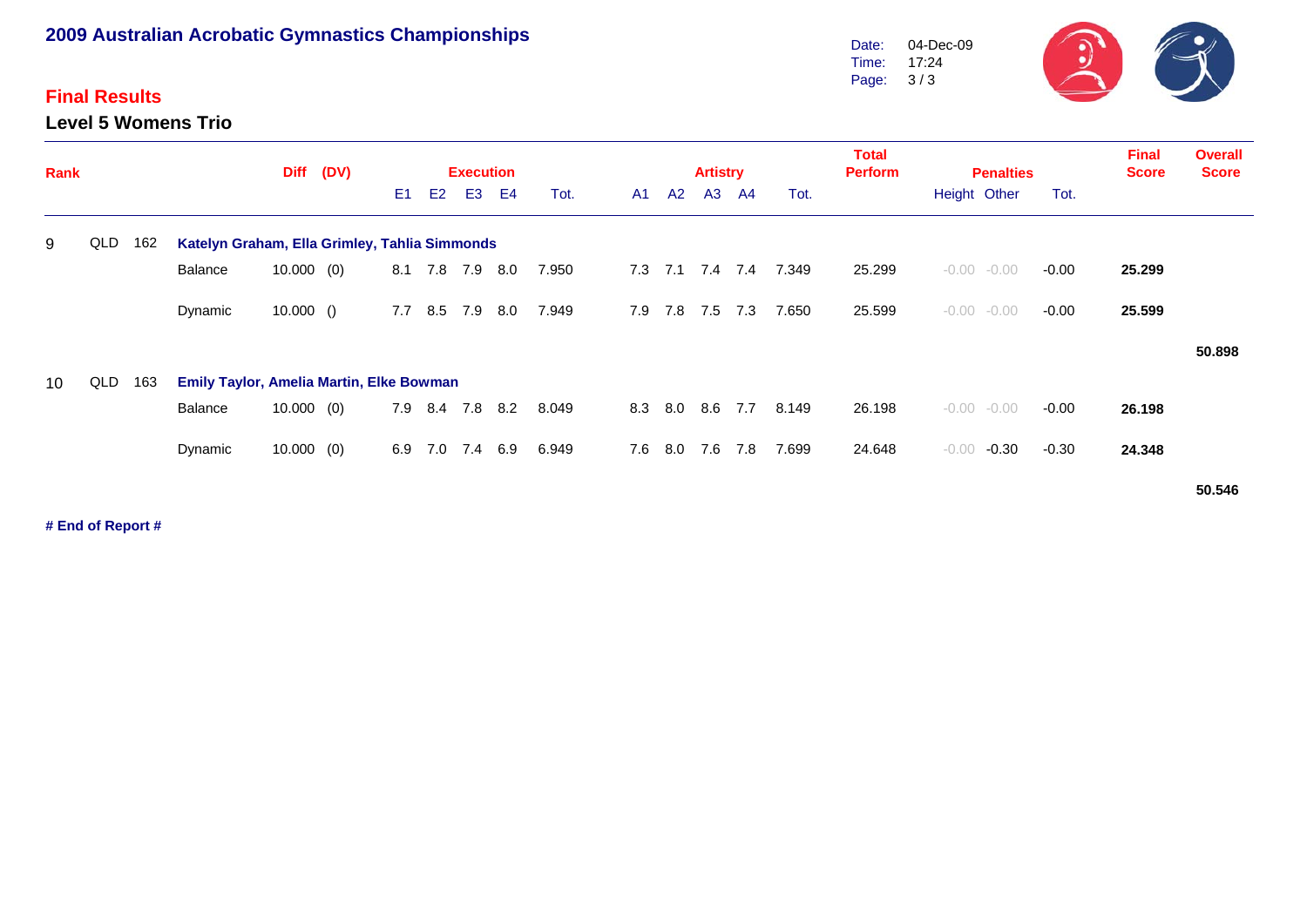# 2009 Australian Acrobatic Gymnastics Championships

Date: 04-Dec-09
Time: 17:24

## Final Results

### Level 5 Womens Trio

| Rank | | | | Diff | (DV) | Execution E1 | E2 | E3 | E4 | Tot. | Artistry A1 | A2 | A3 | A4 | Tot. | Total Perform | Penalties Height | Other | Tot. | Final Score | Overall Score |
|---|---|---|---|---|---|---|---|---|---|---|---|---|---|---|---|---|---|---|---|---|---|
| 9 | QLD | 162 | **Katelyn Graham, Ella Grimley, Tahlia Simmonds** | | | | | | | | | | | | | | | | | | |
| | | | Balance | 10.000 | (0) | 8.1 | 7.8 | 7.9 | 8.0 | 7.950 | 7.3 | 7.1 | 7.4 | 7.4 | 7.349 | 25.299 | -0.00 | -0.00 | -0.00 | **25.299** | |
| | | | Dynamic | 10.000 | () | 7.7 | 8.5 | 7.9 | 8.0 | 7.949 | 7.9 | 7.8 | 7.5 | 7.3 | 7.650 | 25.599 | -0.00 | -0.00 | -0.00 | **25.599** | |
| | | | | | | | | | | | | | | | | | | | | | **50.898** |
| 10 | QLD | 163 | **Emily Taylor, Amelia Martin, Elke Bowman** | | | | | | | | | | | | | | | | | | |
| | | | Balance | 10.000 | (0) | 7.9 | 8.4 | 7.8 | 8.2 | 8.049 | 8.3 | 8.0 | 8.6 | 7.7 | 8.149 | 26.198 | -0.00 | -0.00 | -0.00 | **26.198** | |
| | | | Dynamic | 10.000 | (0) | 6.9 | 7.0 | 7.4 | 6.9 | 6.949 | 7.6 | 8.0 | 7.6 | 7.8 | 7.699 | 24.648 | -0.00 | -0.30 | -0.30 | **24.348** | |
| | | | | | | | | | | | | | | | | | | | | | **50.546** |

**# End of Report #**